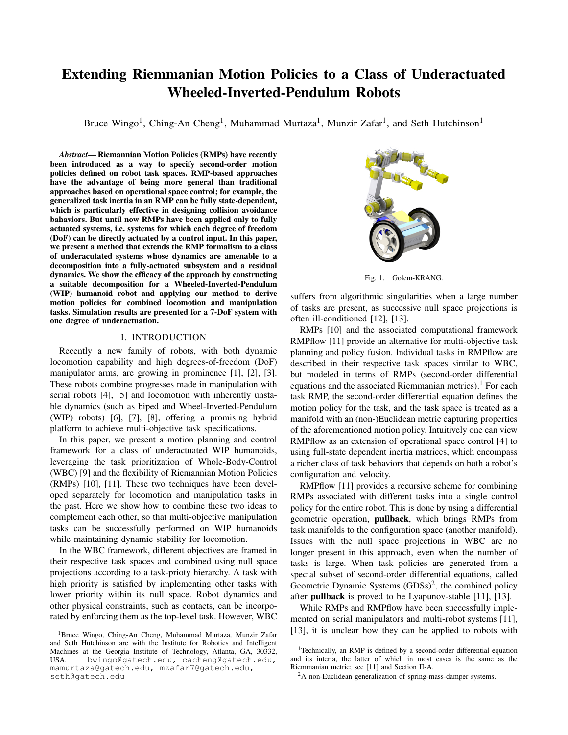# Extending Riemmanian Motion Policies to a Class of Underactuated Wheeled-Inverted-Pendulum Robots

Bruce Wingo[1], Ching-An Cheng[1], Muhammad Murtaza[1], Munzir Zafar[1], and Seth Hutchinson[1]

***Abstract*— Riemannian Motion Policies (RMPs) have recently been introduced as a way to specify second-order motion policies defined on robot task spaces. RMP-based approaches have the advantage of being more general than traditional approaches based on operational space control; for example, the generalized task inertia in an RMP can be fully state-dependent, which is particularly effective in designing collision avoidance bahaviors. But until now RMPs have been applied only to fully actuated systems, i.e. systems for which each degree of freedom (DoF) can be directly actuated by a control input. In this paper, we present a method that extends the RMP formalism to a class of underacutated systems whose dynamics are amenable to a decomposition into a fully-actuated subsystem and a residual dynamics. We show the efficacy of the approach by constructing a suitable decomposition for a Wheeled-Inverted-Pendulum (WIP) humanoid robot and applying our method to derive motion policies for combined locomotion and manipulation tasks. Simulation results are presented for a 7-DoF system with one degree of underactuation.**

## I. INTRODUCTION

Recently a new family of robots, with both dynamic locomotion capability and high degrees-of-freedom (DoF) manipulator arms, are growing in prominence [1], [2], [3]. These robots combine progresses made in manipulation with serial robots [4], [5] and locomotion with inherently unstable dynamics (such as biped and Wheel-Inverted-Pendulum (WIP) robots) [6], [7], [8], offering a promising hybrid platform to achieve multi-objective task specifications.

In this paper, we present a motion planning and control framework for a class of underactuated WIP humanoids, leveraging the task prioritization of Whole-Body-Control (WBC) [9] and the flexibility of Riemannian Motion Policies (RMPs) [10], [11]. These two techniques have been developed separately for locomotion and manipulation tasks in the past. Here we show how to combine these two ideas to complement each other, so that multi-objective manipulation tasks can be successfully performed on WIP humanoids while maintaining dynamic stability for locomotion.

In the WBC framework, different objectives are framed in their respective task spaces and combined using null space projections according to a task-prioty hierarchy. A task with high priority is satisfied by implementing other tasks with lower priority within its null space. Robot dynamics and other physical constraints, such as contacts, can be incorporated by enforcing them as the top-level task. However, WBC

Fig. 1. Golem-KRANG.

suffers from algorithmic singularities when a large number of tasks are present, as successive null space projections is often ill-conditioned [12], [13].

RMPs [10] and the associated computational framework RMPflow [11] provide an alternative for multi-objective task planning and policy fusion. Individual tasks in RMPflow are described in their respective task spaces similar to WBC, but modeled in terms of RMPs (second-order differential equations and the associated Riemannian metrics).[1] For each task RMP, the second-order differential equation defines the motion policy for the task, and the task space is treated as a manifold with an (non-)Euclidean metric capturing properties of the aforementioned motion policy. Intuitively one can view RMPflow as an extension of operational space control [4] to using full-state dependent inertia matrices, which encompass a richer class of task behaviors that depends on both a robot's configuration and velocity.

RMPflow [11] provides a recursive scheme for combining RMPs associated with different tasks into a single control policy for the entire robot. This is done by using a differential geometric operation, **pullback**, which brings RMPs from task manifolds to the configuration space (another manifold). Issues with the null space projections in WBC are no longer present in this approach, even when the number of tasks is large. When task policies are generated from a special subset of second-order differential equations, called Geometric Dynamic Systems (GDSs)[2], the combined policy after **pullback** is proved to be Lyapunov-stable [11], [13].

While RMPs and RMPflow have been successfully implemented on serial manipulators and multi-robot systems [11], [13], it is unclear how they can be applied to robots with

[1]Bruce Wingo, Ching-An Cheng, Muhammad Murtaza, Munzir Zafar and Seth Hutchinson are with the Institute for Robotics and Intelligent Machines at the Georgia Institute of Technology, Atlanta, GA, 30332, USA. bwingo@gatech.edu, cacheng@gatech.edu, mamurtaza@gatech.edu, mzafar7@gatech.edu, seth@gatech.edu

[1]Technically, an RMP is defined by a second-order differential equation and its interia, the latter of which in most cases is the same as the Riemmanian metric; sec [11] and Section II-A.

[2]A non-Euclidean generalization of spring-mass-damper systems.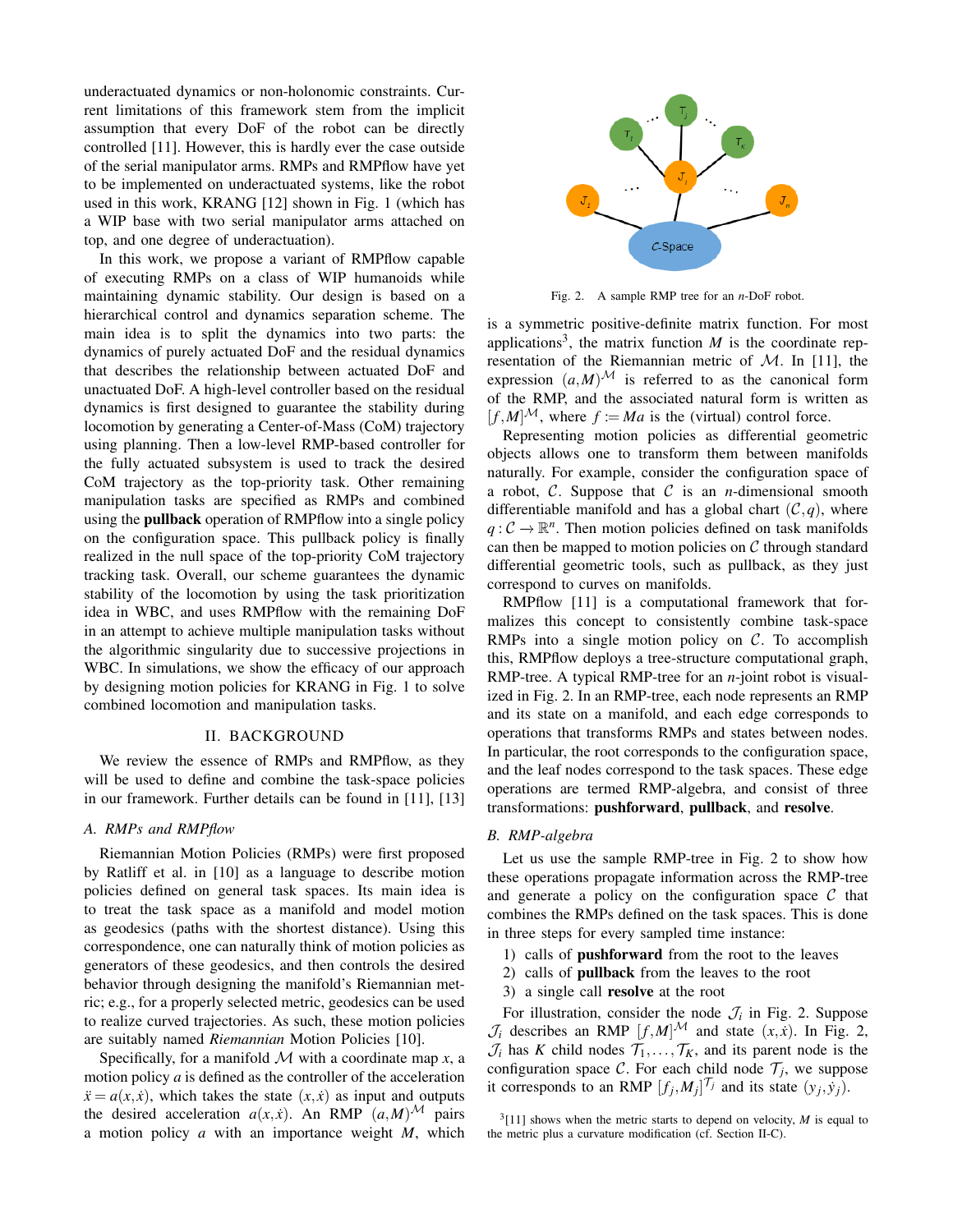underactuated dynamics or non-holonomic constraints. Current limitations of this framework stem from the implicit assumption that every DoF of the robot can be directly controlled [11]. However, this is hardly ever the case outside of the serial manipulator arms. RMPs and RMPflow have yet to be implemented on underactuated systems, like the robot used in this work, KRANG [12] shown in Fig. 1 (which has a WIP base with two serial manipulator arms attached on top, and one degree of underactuation).

In this work, we propose a variant of RMPflow capable of executing RMPs on a class of WIP humanoids while maintaining dynamic stability. Our design is based on a hierarchical control and dynamics separation scheme. The main idea is to split the dynamics into two parts: the dynamics of purely actuated DoF and the residual dynamics that describes the relationship between actuated DoF and unactuated DoF. A high-level controller based on the residual dynamics is first designed to guarantee the stability during locomotion by generating a Center-of-Mass (CoM) trajectory using planning. Then a low-level RMP-based controller for the fully actuated subsystem is used to track the desired CoM trajectory as the top-priority task. Other remaining manipulation tasks are specified as RMPs and combined using the **pullback** operation of RMPflow into a single policy on the configuration space. This pullback policy is finally realized in the null space of the top-priority CoM trajectory tracking task. Overall, our scheme guarantees the dynamic stability of the locomotion by using the task prioritization idea in WBC, and uses RMPflow with the remaining DoF in an attempt to achieve multiple manipulation tasks without the algorithmic singularity due to successive projections in WBC. In simulations, we show the efficacy of our approach by designing motion policies for KRANG in Fig. 1 to solve combined locomotion and manipulation tasks.

## II. Background

We review the essence of RMPs and RMPflow, as they will be used to define and combine the task-space policies in our framework. Further details can be found in [11], [13]

### A. RMPs and RMPflow

Riemannian Motion Policies (RMPs) were first proposed by Ratliff et al. in [10] as a language to describe motion policies defined on general task spaces. Its main idea is to treat the task space as a manifold and model motion as geodesics (paths with the shortest distance). Using this correspondence, one can naturally think of motion policies as generators of these geodesics, and then controls the desired behavior through designing the manifold's Riemannian metric; e.g., for a properly selected metric, geodesics can be used to realize curved trajectories. As such, these motion policies are suitably named *Riemannian* Motion Policies [10].

Specifically, for a manifold $\mathcal{M}$ with a coordinate map $x$, a motion policy $a$ is defined as the controller of the acceleration $\ddot{x} = a(x, \dot{x})$, which takes the state $(x, \dot{x})$ as input and outputs the desired acceleration $a(x, \dot{x})$. An RMP $(a, M)^{\mathcal{M}}$ pairs a motion policy $a$ with an importance weight $M$, which is a symmetric positive-definite matrix function. For most applications[3], the matrix function $M$ is the coordinate representation of the Riemannian metric of $\mathcal{M}$. In [11], the expression $(a, M)^{\mathcal{M}}$ is referred to as the canonical form of the RMP, and the associated natural form is written as $[f, M]^{\mathcal{M}}$, where $f := Ma$ is the (virtual) control force.

Fig. 2. A sample RMP tree for an $n$-DoF robot.

Representing motion policies as differential geometric objects allows one to transform them between manifolds naturally. For example, consider the configuration space of a robot, $\mathcal{C}$. Suppose that $\mathcal{C}$ is an $n$-dimensional smooth differentiable manifold and has a global chart $(\mathcal{C}, q)$, where $q : \mathcal{C} \to \mathbb{R}^n$. Then motion policies defined on task manifolds can then be mapped to motion policies on $\mathcal{C}$ through standard differential geometric tools, such as pullback, as they just correspond to curves on manifolds.

RMPflow [11] is a computational framework that formalizes this concept to consistently combine task-space RMPs into a single motion policy on $\mathcal{C}$. To accomplish this, RMPflow deploys a tree-structure computational graph, RMP-tree. A typical RMP-tree for an $n$-joint robot is visualized in Fig. 2. In an RMP-tree, each node represents an RMP and its state on a manifold, and each edge corresponds to operations that transforms RMPs and states between nodes. In particular, the root corresponds to the configuration space, and the leaf nodes correspond to the task spaces. These edge operations are termed RMP-algebra, and consist of three transformations: **pushforward**, **pullback**, and **resolve**.

### B. RMP-algebra

Let us use the sample RMP-tree in Fig. 2 to show how these operations propagate information across the RMP-tree and generate a policy on the configuration space $\mathcal{C}$ that combines the RMPs defined on the task spaces. This is done in three steps for every sampled time instance:

1) calls of **pushforward** from the root to the leaves
2) calls of **pullback** from the leaves to the root
3) a single call **resolve** at the root

For illustration, consider the node $\mathcal{J}_i$ in Fig. 2. Suppose $\mathcal{J}_i$ describes an RMP $[f, M]^{\mathcal{M}}$ and state $(x, \dot{x})$. In Fig. 2, $\mathcal{J}_i$ has $K$ child nodes $\mathcal{T}_1, \ldots, \mathcal{T}_K$, and its parent node is the configuration space $\mathcal{C}$. For each child node $\mathcal{T}_j$, we suppose it corresponds to an RMP $[f_j, M_j]^{\mathcal{T}_j}$ and its state $(y_j, \dot{y}_j)$.

[3] [11] shows when the metric starts to depend on velocity, $M$ is equal to the metric plus a curvature modification (cf. Section II-C).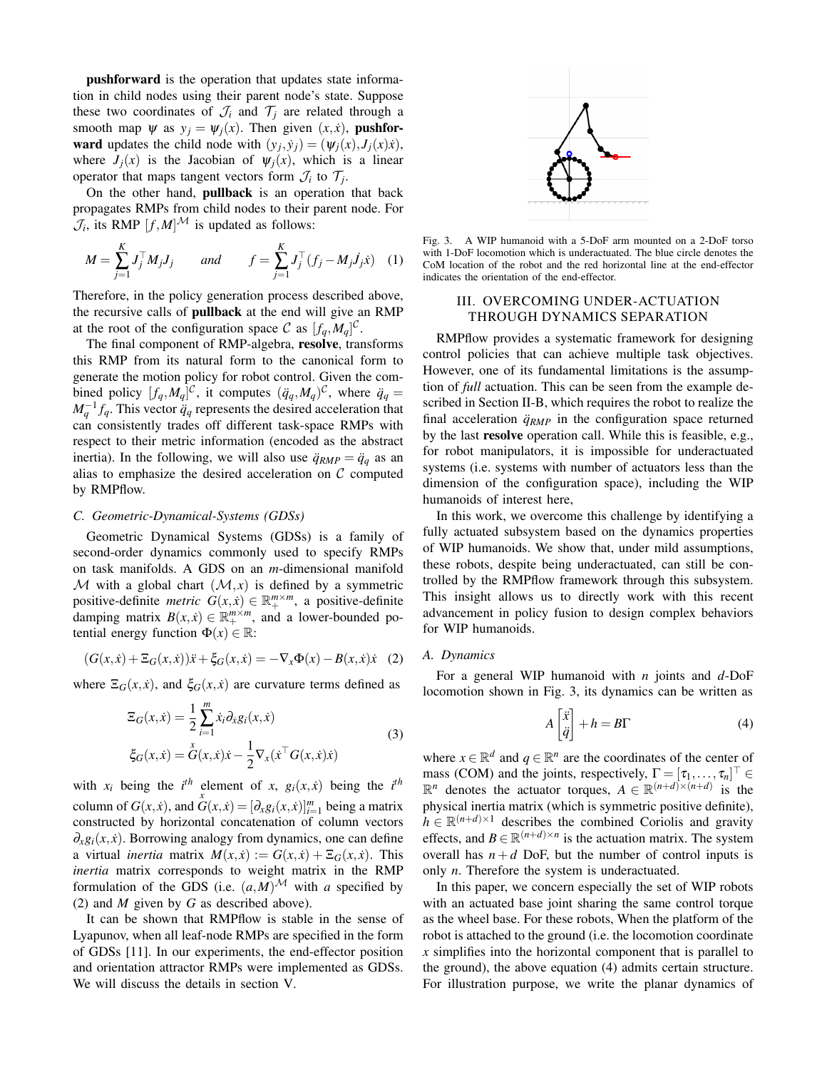**pushforward** is the operation that updates state information in child nodes using their parent node's state. Suppose these two coordinates of $\mathcal{J}_i$ and $\mathcal{T}_j$ are related through a smooth map $\psi$ as $y_j = \psi_j(x)$. Then given $(x, \dot{x})$, **pushforward** updates the child node with $(y_j, \dot{y}_j) = (\psi_j(x), J_j(x)\dot{x})$, where $J_j(x)$ is the Jacobian of $\psi_j(x)$, which is a linear operator that maps tangent vectors form $\mathcal{J}_i$ to $\mathcal{T}_j$.

On the other hand, **pullback** is an operation that back propagates RMPs from child nodes to their parent node. For $\mathcal{J}_i$, its RMP $[f, M]^{\mathcal{M}}$ is updated as follows:

$$M = \sum_{j=1}^{K} J_j^\top M_j J_j \qquad \textit{and} \qquad f = \sum_{j=1}^{K} J_j^\top (f_j - M_j \dot{J}_j \dot{x}) \quad (1)$$

Therefore, in the policy generation process described above, the recursive calls of **pullback** at the end will give an RMP at the root of the configuration space $\mathcal{C}$ as $[f_q, M_q]^{\mathcal{C}}$.

The final component of RMP-algebra, **resolve**, transforms this RMP from its natural form to the canonical form to generate the motion policy for robot control. Given the combined policy $[f_q, M_q]^{\mathcal{C}}$, it computes $(\ddot{q}_q, M_q)^{\mathcal{C}}$, where $\ddot{q}_q = M_q^{-1} f_q$. This vector $\ddot{q}_q$ represents the desired acceleration that can consistently trades off different task-space RMPs with respect to their metric information (encoded as the abstract inertia). In the following, we will also use $\ddot{q}_{RMP} = \ddot{q}_q$ as an alias to emphasize the desired acceleration on $\mathcal{C}$ computed by RMPflow.

### C. Geometric-Dynamical-Systems (GDSs)

Geometric Dynamical Systems (GDSs) is a family of second-order dynamics commonly used to specify RMPs on task manifolds. A GDS on an $m$-dimensional manifold $\mathcal{M}$ with a global chart $(\mathcal{M}, x)$ is defined by a symmetric positive-definite *metric* $G(x, \dot{x}) \in \mathbb{R}_+^{m \times m}$, a positive-definite damping matrix $B(x, \dot{x}) \in \mathbb{R}_+^{m \times m}$, and a lower-bounded potential energy function $\Phi(x) \in \mathbb{R}$:

$$(G(x, \dot{x}) + \Xi_G(x, \dot{x}))\ddot{x} + \xi_G(x, \dot{x}) = -\nabla_x \Phi(x) - B(x, \dot{x})\dot{x} \quad (2)$$

where $\Xi_G(x, \dot{x})$, and $\xi_G(x, \dot{x})$ are curvature terms defined as

$$\Xi_G(x, \dot{x}) = \frac{1}{2} \sum_{i=1}^{m} \dot{x}_i \partial_{\dot{x}} g_i(x, \dot{x})$$
$$\xi_G(x, \dot{x}) = \overset{x}{G}(x, \dot{x})\dot{x} - \frac{1}{2} \nabla_x (\dot{x}^\top G(x, \dot{x})\dot{x}) \quad (3)$$

with $x_i$ being the $i^{th}$ element of $x$, $g_i(x, \dot{x})$ being the $i^{th}$ column of $G(x, \dot{x})$, and $\overset{x}{G}(x, \dot{x}) = [\partial_x g_i(x, \dot{x})]_{i=1}^{m}$ being a matrix constructed by horizontal concatenation of column vectors $\partial_x g_i(x, \dot{x})$. Borrowing analogy from dynamics, one can define a virtual *inertia* matrix $M(x, \dot{x}) := G(x, \dot{x}) + \Xi_G(x, \dot{x})$. This *inertia* matrix corresponds to weight matrix in the RMP formulation of the GDS (i.e. $(a, M)^{\mathcal{M}}$ with $a$ specified by (2) and $M$ given by $G$ as described above).

It can be shown that RMPflow is stable in the sense of Lyapunov, when all leaf-node RMPs are specified in the form of GDSs [11]. In our experiments, the end-effector position and orientation attractor RMPs were implemented as GDSs. We will discuss the details in section V.

Fig. 3. A WIP humanoid with a 5-DoF arm mounted on a 2-DoF torso with 1-DoF locomotion which is underactuated. The blue circle denotes the CoM location of the robot and the red horizontal line at the end-effector indicates the orientation of the end-effector.

## III. OVERCOMING UNDER-ACTUATION THROUGH DYNAMICS SEPARATION

RMPflow provides a systematic framework for designing control policies that can achieve multiple task objectives. However, one of its fundamental limitations is the assumption of *full* actuation. This can be seen from the example described in Section II-B, which requires the robot to realize the final acceleration $\ddot{q}_{RMP}$ in the configuration space returned by the last **resolve** operation call. While this is feasible, e.g., for robot manipulators, it is impossible for underactuated systems (i.e. systems with number of actuators less than the dimension of the configuration space), including the WIP humanoids of interest here,

In this work, we overcome this challenge by identifying a fully actuated subsystem based on the dynamics properties of WIP humanoids. We show that, under mild assumptions, these robots, despite being underactuated, can still be controlled by the RMPflow framework through this subsystem. This insight allows us to directly work with this recent advancement in policy fusion to design complex behaviors for WIP humanoids.

### A. Dynamics

For a general WIP humanoid with $n$ joints and $d$-DoF locomotion shown in Fig. 3, its dynamics can be written as

$$A \begin{bmatrix} \ddot{x} \\ \ddot{q} \end{bmatrix} + h = B\Gamma \quad (4)$$

where $x \in \mathbb{R}^d$ and $q \in \mathbb{R}^n$ are the coordinates of the center of mass (COM) and the joints, respectively, $\Gamma = [\tau_1, \ldots, \tau_n]^\top \in \mathbb{R}^n$ denotes the actuator torques, $A \in \mathbb{R}^{(n+d)\times(n+d)}$ is the physical inertia matrix (which is symmetric positive definite), $h \in \mathbb{R}^{(n+d)\times 1}$ describes the combined Coriolis and gravity effects, and $B \in \mathbb{R}^{(n+d)\times n}$ is the actuation matrix. The system overall has $n + d$ DoF, but the number of control inputs is only $n$. Therefore the system is underactuated.

In this paper, we concern especially the set of WIP robots with an actuated base joint sharing the same control torque as the wheel base. For these robots, When the platform of the robot is attached to the ground (i.e. the locomotion coordinate $x$ simplifies into the horizontal component that is parallel to the ground), the above equation (4) admits certain structure. For illustration purpose, we write the planar dynamics of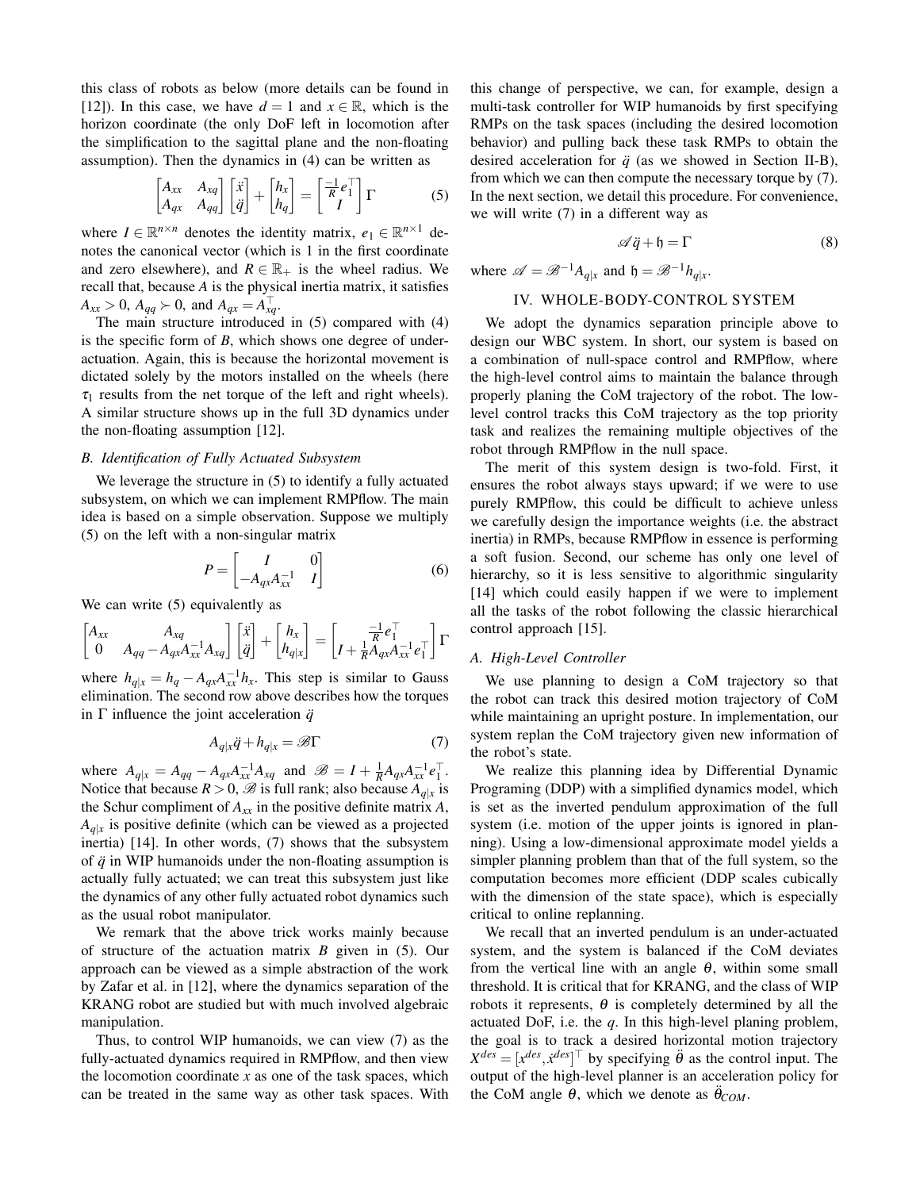this class of robots as below (more details can be found in [12]). In this case, we have $d = 1$ and $x \in \mathbb{R}$, which is the horizon coordinate (the only DoF left in locomotion after the simplification to the sagittal plane and the non-floating assumption). Then the dynamics in (4) can be written as

$$\begin{bmatrix} A_{xx} & A_{xq} \\ A_{qx} & A_{qq} \end{bmatrix} \begin{bmatrix} \ddot{x} \\ \ddot{q} \end{bmatrix} + \begin{bmatrix} h_x \\ h_q \end{bmatrix} = \begin{bmatrix} \frac{-1}{R} e_1^\top \\ I \end{bmatrix} \Gamma \tag{5}$$

where $I \in \mathbb{R}^{n \times n}$ denotes the identity matrix, $e_1 \in \mathbb{R}^{n \times 1}$ denotes the canonical vector (which is 1 in the first coordinate and zero elsewhere), and $R \in \mathbb{R}_+$ is the wheel radius. We recall that, because $A$ is the physical inertia matrix, it satisfies $A_{xx} > 0$, $A_{qq} \succ 0$, and $A_{qx} = A_{xq}^\top$.

The main structure introduced in (5) compared with (4) is the specific form of $B$, which shows one degree of under-actuation. Again, this is because the horizontal movement is dictated solely by the motors installed on the wheels (here $\tau_1$ results from the net torque of the left and right wheels). A similar structure shows up in the full 3D dynamics under the non-floating assumption [12].

### *B. Identification of Fully Actuated Subsystem*

We leverage the structure in (5) to identify a fully actuated subsystem, on which we can implement RMPflow. The main idea is based on a simple observation. Suppose we multiply (5) on the left with a non-singular matrix

$$P = \begin{bmatrix} I & 0 \\ -A_{qx} A_{xx}^{-1} & I \end{bmatrix} \tag{6}$$

We can write (5) equivalently as

$$\begin{bmatrix} A_{xx} & A_{xq} \\ 0 & A_{qq} - A_{qx} A_{xx}^{-1} A_{xq} \end{bmatrix} \begin{bmatrix} \ddot{x} \\ \ddot{q} \end{bmatrix} + \begin{bmatrix} h_x \\ h_{q|x} \end{bmatrix} = \begin{bmatrix} \frac{-1}{R} e_1^\top \\ I + \frac{1}{R} A_{qx} A_{xx}^{-1} e_1^\top \end{bmatrix} \Gamma$$

where $h_{q|x} = h_q - A_{qx} A_{xx}^{-1} h_x$. This step is similar to Gauss elimination. The second row above describes how the torques in $\Gamma$ influence the joint acceleration $\ddot{q}$

$$A_{q|x} \ddot{q} + h_{q|x} = \mathscr{B} \Gamma \tag{7}$$

where $A_{q|x} = A_{qq} - A_{qx} A_{xx}^{-1} A_{xq}$ and $\mathscr{B} = I + \frac{1}{R} A_{qx} A_{xx}^{-1} e_1^\top$. Notice that because $R > 0$, $\mathscr{B}$ is full rank; also because $A_{q|x}$ is the Schur compliment of $A_{xx}$ in the positive definite matrix $A$, $A_{q|x}$ is positive definite (which can be viewed as a projected inertia) [14]. In other words, (7) shows that the subsystem of $\ddot{q}$ in WIP humanoids under the non-floating assumption is actually fully actuated; we can treat this subsystem just like the dynamics of any other fully actuated robot dynamics such as the usual robot manipulator.

We remark that the above trick works mainly because of structure of the actuation matrix $B$ given in (5). Our approach can be viewed as a simple abstraction of the work by Zafar et al. in [12], where the dynamics separation of the KRANG robot are studied but with much involved algebraic manipulation.

Thus, to control WIP humanoids, we can view (7) as the fully-actuated dynamics required in RMPflow, and then view the locomotion coordinate $x$ as one of the task spaces, which can be treated in the same way as other task spaces. With this change of perspective, we can, for example, design a multi-task controller for WIP humanoids by first specifying RMPs on the task spaces (including the desired locomotion behavior) and pulling back these task RMPs to obtain the desired acceleration for $\ddot{q}$ (as we showed in Section II-B), from which we can then compute the necessary torque by (7). In the next section, we detail this procedure. For convenience, we will write (7) in a different way as

$$\mathscr{A} \ddot{q} + \mathfrak{h} = \Gamma \tag{8}$$

where $\mathscr{A} = \mathscr{B}^{-1} A_{q|x}$ and $\mathfrak{h} = \mathscr{B}^{-1} h_{q|x}$.

## IV. WHOLE-BODY-CONTROL SYSTEM

We adopt the dynamics separation principle above to design our WBC system. In short, our system is based on a combination of null-space control and RMPflow, where the high-level control aims to maintain the balance through properly planing the CoM trajectory of the robot. The low-level control tracks this CoM trajectory as the top priority task and realizes the remaining multiple objectives of the robot through RMPflow in the null space.

The merit of this system design is two-fold. First, it ensures the robot always stays upward; if we were to use purely RMPflow, this could be difficult to achieve unless we carefully design the importance weights (i.e. the abstract inertia) in RMPs, because RMPflow in essence is performing a soft fusion. Second, our scheme has only one level of hierarchy, so it is less sensitive to algorithmic singularity [14] which could easily happen if we were to implement all the tasks of the robot following the classic hierarchical control approach [15].

### *A. High-Level Controller*

We use planning to design a CoM trajectory so that the robot can track this desired motion trajectory of CoM while maintaining an upright posture. In implementation, our system replan the CoM trajectory given new information of the robot's state.

We realize this planning idea by Differential Dynamic Programing (DDP) with a simplified dynamics model, which is set as the inverted pendulum approximation of the full system (i.e. motion of the upper joints is ignored in planning). Using a low-dimensional approximate model yields a simpler planning problem than that of the full system, so the computation becomes more efficient (DDP scales cubically with the dimension of the state space), which is especially critical to online replanning.

We recall that an inverted pendulum is an under-actuated system, and the system is balanced if the CoM deviates from the vertical line with an angle $\theta$, within some small threshold. It is critical that for KRANG, and the class of WIP robots it represents, $\theta$ is completely determined by all the actuated DoF, i.e. the $q$. In this high-level planing problem, the goal is to track a desired horizontal motion trajectory $X^{des} = [x^{des}, \dot{x}^{des}]^\top$ by specifying $\ddot{\theta}$ as the control input. The output of the high-level planner is an acceleration policy for the CoM angle $\theta$, which we denote as $\ddot{\theta}_{COM}$.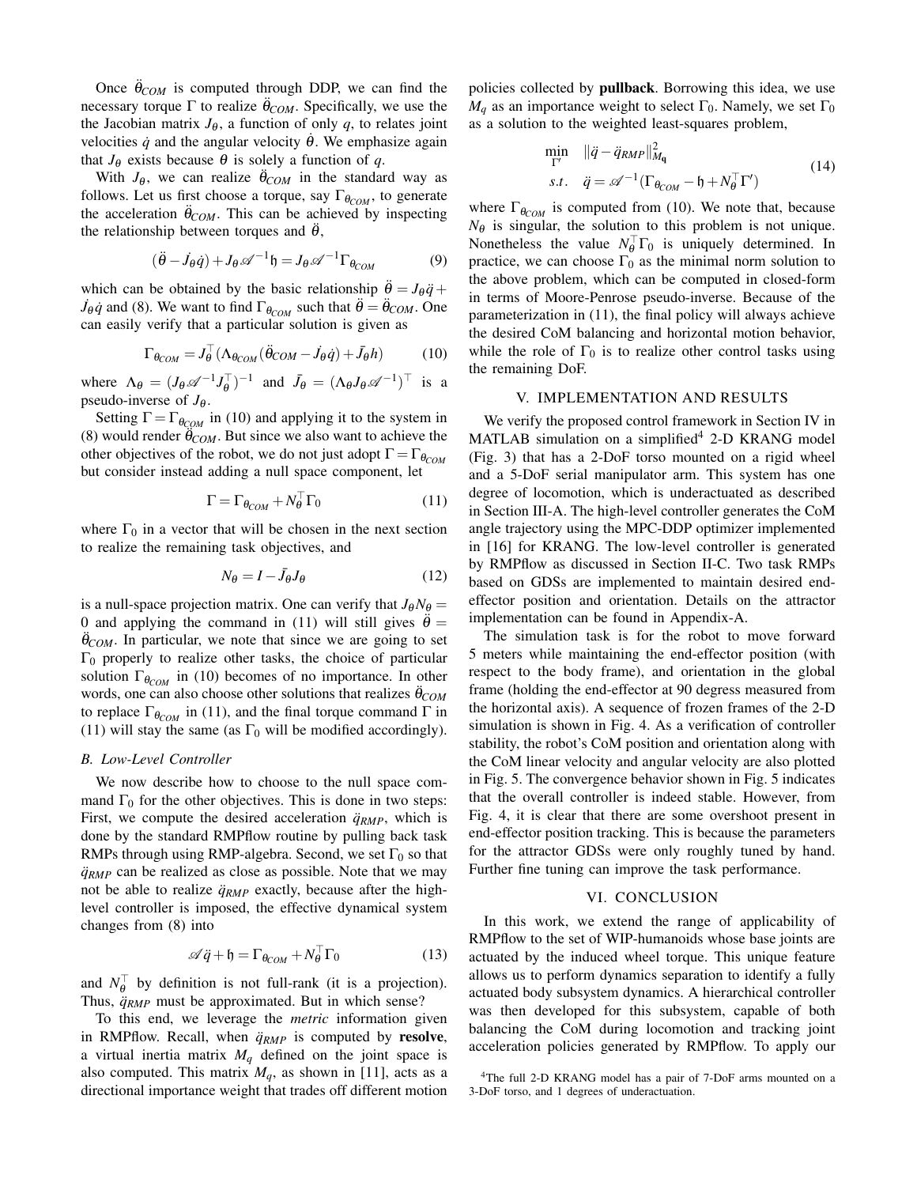Once $\ddot{\theta}_{COM}$ is computed through DDP, we can find the necessary torque $\Gamma$ to realize $\ddot{\theta}_{COM}$. Specifically, we use the the Jacobian matrix $J_\theta$, a function of only $q$, to relates joint velocities $\dot{q}$ and the angular velocity $\dot{\theta}$. We emphasize again that $J_\theta$ exists because $\theta$ is solely a function of $q$.

With $J_\theta$, we can realize $\ddot{\theta}_{COM}$ in the standard way as follows. Let us first choose a torque, say $\Gamma_{\theta_{COM}}$, to generate the acceleration $\ddot{\theta}_{COM}$. This can be achieved by inspecting the relationship between torques and $\ddot{\theta}$,

$$(\ddot{\theta} - \dot{J}_\theta \dot{q}) + J_\theta \mathscr{A}^{-1}\mathfrak{h} = J_\theta \mathscr{A}^{-1}\Gamma_{\theta_{COM}} \tag{9}$$

which can be obtained by the basic relationship $\ddot{\theta} = J_\theta \ddot{q} + \dot{J}_\theta \dot{q}$ and (8). We want to find $\Gamma_{\theta_{COM}}$ such that $\ddot{\theta} = \ddot{\theta}_{COM}$. One can easily verify that a particular solution is given as

$$\Gamma_{\theta_{COM}} = J_\theta^\top (\Lambda_{\theta_{COM}}(\ddot{\theta}_{COM} - \dot{J}_\theta \dot{q}) + \bar{J}_\theta h) \tag{10}$$

where $\Lambda_\theta = (J_\theta \mathscr{A}^{-1} J_\theta^\top)^{-1}$ and $\bar{J}_\theta = (\Lambda_\theta J_\theta \mathscr{A}^{-1})^\top$ is a pseudo-inverse of $J_\theta$.

Setting $\Gamma = \Gamma_{\theta_{COM}}$ in (10) and applying it to the system in (8) would render $\ddot{\theta}_{COM}$. But since we also want to achieve the other objectives of the robot, we do not just adopt $\Gamma = \Gamma_{\theta_{COM}}$ but consider instead adding a null space component, let

$$\Gamma = \Gamma_{\theta_{COM}} + N_\theta^\top \Gamma_0 \tag{11}$$

where $\Gamma_0$ in a vector that will be chosen in the next section to realize the remaining task objectives, and

$$N_\theta = I - \bar{J}_\theta J_\theta \tag{12}$$

is a null-space projection matrix. One can verify that $J_\theta N_\theta = 0$ and applying the command in (11) will still gives $\ddot{\theta} = \ddot{\theta}_{COM}$. In particular, we note that since we are going to set $\Gamma_0$ properly to realize other tasks, the choice of particular solution $\Gamma_{\theta_{COM}}$ in (10) becomes of no importance. In other words, one can also choose other solutions that realizes $\ddot{\theta}_{COM}$ to replace $\Gamma_{\theta_{COM}}$ in (11), and the final torque command $\Gamma$ in (11) will stay the same (as $\Gamma_0$ will be modified accordingly).

### B. Low-Level Controller

We now describe how to choose to the null space command $\Gamma_0$ for the other objectives. This is done in two steps: First, we compute the desired acceleration $\ddot{q}_{RMP}$, which is done by the standard RMPflow routine by pulling back task RMPs through using RMP-algebra. Second, we set $\Gamma_0$ so that $\ddot{q}_{RMP}$ can be realized as close as possible. Note that we may not be able to realize $\ddot{q}_{RMP}$ exactly, because after the high-level controller is imposed, the effective dynamical system changes from (8) into

$$\mathscr{A}\ddot{q} + \mathfrak{h} = \Gamma_{\theta_{COM}} + N_\theta^\top \Gamma_0 \tag{13}$$

and $N_\theta^\top$ by definition is not full-rank (it is a projection). Thus, $\ddot{q}_{RMP}$ must be approximated. But in which sense?

To this end, we leverage the *metric* information given in RMPflow. Recall, when $\ddot{q}_{RMP}$ is computed by **resolve**, a virtual inertia matrix $M_q$ defined on the joint space is also computed. This matrix $M_q$, as shown in [11], acts as a directional importance weight that trades off different motion policies collected by **pullback**. Borrowing this idea, we use $M_q$ as an importance weight to select $\Gamma_0$. Namely, we set $\Gamma_0$ as a solution to the weighted least-squares problem,

$$\begin{aligned} \min_{\Gamma'} \quad & \|\ddot{q} - \ddot{q}_{RMP}\|^2_{M_q} \\ s.t. \quad & \ddot{q} = \mathscr{A}^{-1}(\Gamma_{\theta_{COM}} - \mathfrak{h} + N_\theta^\top \Gamma') \end{aligned} \tag{14}$$

where $\Gamma_{\theta_{COM}}$ is computed from (10). We note that, because $N_\theta$ is singular, the solution to this problem is not unique. Nonetheless the value $N_\theta^\top \Gamma_0$ is uniquely determined. In practice, we can choose $\Gamma_0$ as the minimal norm solution to the above problem, which can be computed in closed-form in terms of Moore-Penrose pseudo-inverse. Because of the parameterization in (11), the final policy will always achieve the desired CoM balancing and horizontal motion behavior, while the role of $\Gamma_0$ is to realize other control tasks using the remaining DoF.

## V. IMPLEMENTATION AND RESULTS

We verify the proposed control framework in Section IV in MATLAB simulation on a simplified[4] 2-D KRANG model (Fig. 3) that has a 2-DoF torso mounted on a rigid wheel and a 5-DoF serial manipulator arm. This system has one degree of locomotion, which is underactuated as described in Section III-A. The high-level controller generates the CoM angle trajectory using the MPC-DDP optimizer implemented in [16] for KRANG. The low-level controller is generated by RMPflow as discussed in Section II-C. Two task RMPs based on GDSs are implemented to maintain desired end-effector position and orientation. Details on the attractor implementation can be found in Appendix-A.

The simulation task is for the robot to move forward 5 meters while maintaining the end-effector position (with respect to the body frame), and orientation in the global frame (holding the end-effector at 90 degress measured from the horizontal axis). A sequence of frozen frames of the 2-D simulation is shown in Fig. 4. As a verification of controller stability, the robot's CoM position and orientation along with the CoM linear velocity and angular velocity are also plotted in Fig. 5. The convergence behavior shown in Fig. 5 indicates that the overall controller is indeed stable. However, from Fig. 4, it is clear that there are some overshoot present in end-effector position tracking. This is because the parameters for the attractor GDSs were only roughly tuned by hand. Further fine tuning can improve the task performance.

## VI. CONCLUSION

In this work, we extend the range of applicability of RMPflow to the set of WIP-humanoids whose base joints are actuated by the induced wheel torque. This unique feature allows us to perform dynamics separation to identify a fully actuated body subsystem dynamics. A hierarchical controller was then developed for this subsystem, capable of both balancing the CoM during locomotion and tracking joint acceleration policies generated by RMPflow. To apply our

[4]The full 2-D KRANG model has a pair of 7-DoF arms mounted on a 3-DoF torso, and 1 degrees of underactuation.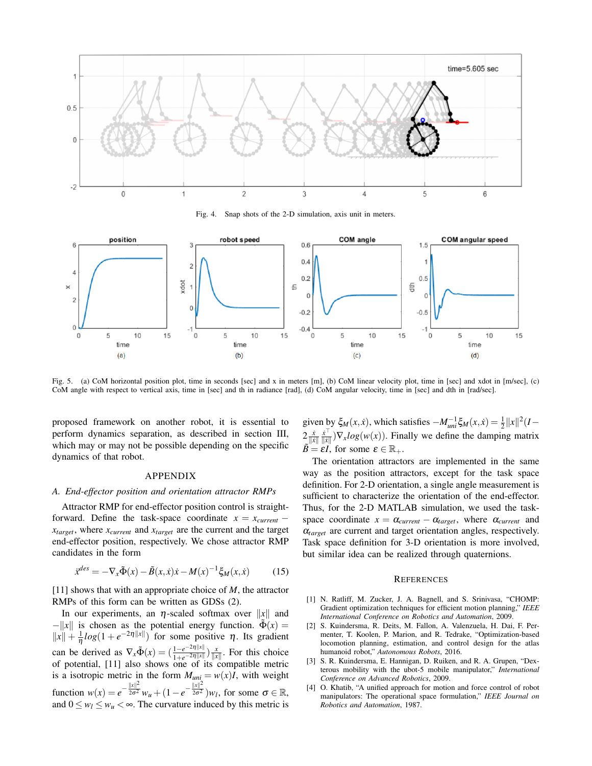Fig. 4. Snap shots of the 2-D simulation, axis unit in meters.

Fig. 5. (a) CoM horizontal position plot, time in seconds [sec] and x in meters [m], (b) CoM linear velocity plot, time in [sec] and xdot in [m/sec], (c) CoM angle with respect to vertical axis, time in [sec] and th in radiance [rad], (d) CoM angular velocity, time in [sec] and dth in [rad/sec].

proposed framework on another robot, it is essential to perform dynamics separation, as described in section III, which may or may not be possible depending on the specific dynamics of that robot.

## APPENDIX

### A. End-effector position and orientation attractor RMPs

Attractor RMP for end-effector position control is straightforward. Define the task-space coordinate $x = x_{current} - x_{target}$, where $x_{current}$ and $x_{target}$ are the current and the target end-effector position, respectively. We chose attractor RMP candidates in the form

$$\ddot{x}^{des} = -\nabla_x \tilde{\Phi}(x) - \tilde{B}(x,\dot{x})\dot{x} - M(x)^{-1}\xi_M(x,\dot{x}) \quad (15)$$

[11] shows that with an appropriate choice of $M$, the attractor RMPs of this form can be written as GDSs (2).

In our experiments, an $\eta$-scaled softmax over $\|x\|$ and $-\|x\|$ is chosen as the potential energy function. $\tilde{\Phi}(x) = \|x\| + \frac{1}{\eta} log(1 + e^{-2\eta\|x\|})$ for some positive $\eta$. Its gradient can be derived as $\nabla_x \tilde{\Phi}(x) = (\frac{1-e^{-2\eta\|x\|}}{1+e^{-2\eta\|x\|}})\frac{x}{\|x\|}$. For this choice of potential, [11] also shows one of its compatible metric is a isotropic metric in the form $M_{uni} = w(x)I$, with weight function $w(x) = e^{-\frac{\|x\|^2}{2\sigma^2}} w_u + (1 - e^{-\frac{\|x\|^2}{2\sigma^2}})w_l$, for some $\sigma \in \mathbb{R}$, and $0 \leq w_l \leq w_u < \infty$. The curvature induced by this metric is given by $\xi_M(x,\dot{x})$, which satisfies $-M_{uni}^{-1}\xi_M(x,\dot{x}) = \frac{1}{2}\|x\|^2(I - 2\frac{\dot{x}}{\|\dot{x}\|}\frac{\dot{x}^\top}{\|\dot{x}\|})\nabla_x log(w(x))$. Finally we define the damping matrix $\tilde{B} = \varepsilon I$, for some $\varepsilon \in \mathbb{R}_+$.

The orientation attractors are implemented in the same way as the position attractors, except for the task space definition. For 2-D orientation, a single angle measurement is sufficient to characterize the orientation of the end-effector. Thus, for the 2-D MATLAB simulation, we used the task-space coordinate $x = \alpha_{current} - \alpha_{target}$, where $\alpha_{current}$ and $\alpha_{target}$ are current and target orientation angles, respectively. Task space definition for 3-D orientation is more involved, but similar idea can be realized through quaternions.

## REFERENCES

[1] N. Ratliff, M. Zucker, J. A. Bagnell, and S. Srinivasa, "CHOMP: Gradient optimization techniques for efficient motion planning," *IEEE International Conference on Robotics and Automation*, 2009.

[2] S. Kuindersma, R. Deits, M. Fallon, A. Valenzuela, H. Dai, F. Permenter, T. Koolen, P. Marion, and R. Tedrake, "Optimization-based locomotion planning, estimation, and control design for the atlas humanoid robot," *Autonomous Robots*, 2016.

[3] S. R. Kuindersma, E. Hannigan, D. Ruiken, and R. A. Grupen, "Dexterous mobility with the ubot-5 mobile manipulator," *International Conference on Advanced Robotics*, 2009.

[4] O. Khatib, "A unified approach for motion and force control of robot manipulators: The operational space formulation," *IEEE Journal on Robotics and Automation*, 1987.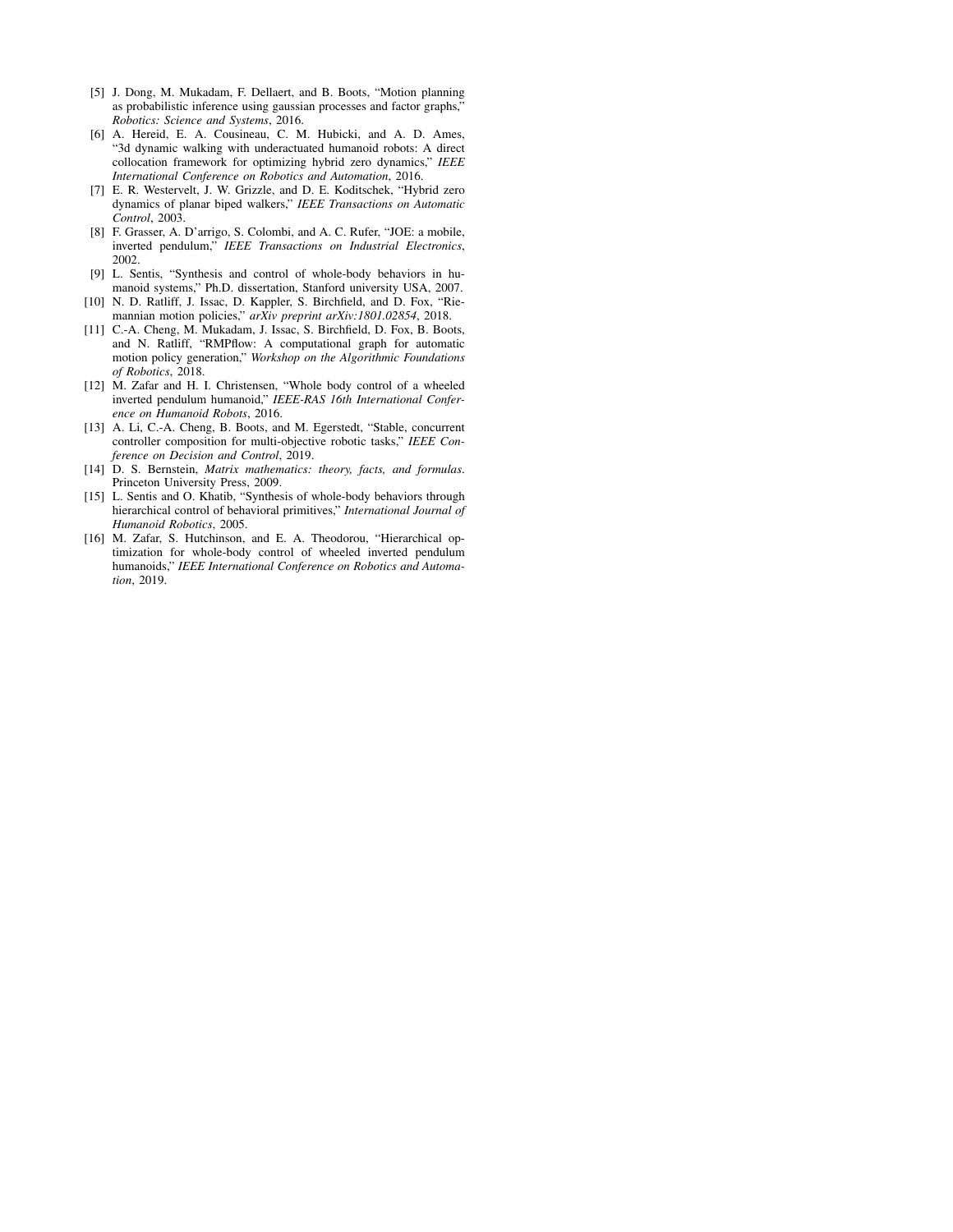[5] J. Dong, M. Mukadam, F. Dellaert, and B. Boots, "Motion planning as probabilistic inference using gaussian processes and factor graphs," *Robotics: Science and Systems*, 2016.

[6] A. Hereid, E. A. Cousineau, C. M. Hubicki, and A. D. Ames, "3d dynamic walking with underactuated humanoid robots: A direct collocation framework for optimizing hybrid zero dynamics," *IEEE International Conference on Robotics and Automation*, 2016.

[7] E. R. Westervelt, J. W. Grizzle, and D. E. Koditschek, "Hybrid zero dynamics of planar biped walkers," *IEEE Transactions on Automatic Control*, 2003.

[8] F. Grasser, A. D'arrigo, S. Colombi, and A. C. Rufer, "JOE: a mobile, inverted pendulum," *IEEE Transactions on Industrial Electronics*, 2002.

[9] L. Sentis, "Synthesis and control of whole-body behaviors in humanoid systems," Ph.D. dissertation, Stanford university USA, 2007.

[10] N. D. Ratliff, J. Issac, D. Kappler, S. Birchfield, and D. Fox, "Riemannian motion policies," *arXiv preprint arXiv:1801.02854*, 2018.

[11] C.-A. Cheng, M. Mukadam, J. Issac, S. Birchfield, D. Fox, B. Boots, and N. Ratliff, "RMPflow: A computational graph for automatic motion policy generation," *Workshop on the Algorithmic Foundations of Robotics*, 2018.

[12] M. Zafar and H. I. Christensen, "Whole body control of a wheeled inverted pendulum humanoid," *IEEE-RAS 16th International Conference on Humanoid Robots*, 2016.

[13] A. Li, C.-A. Cheng, B. Boots, and M. Egerstedt, "Stable, concurrent controller composition for multi-objective robotic tasks," *IEEE Conference on Decision and Control*, 2019.

[14] D. S. Bernstein, *Matrix mathematics: theory, facts, and formulas*. Princeton University Press, 2009.

[15] L. Sentis and O. Khatib, "Synthesis of whole-body behaviors through hierarchical control of behavioral primitives," *International Journal of Humanoid Robotics*, 2005.

[16] M. Zafar, S. Hutchinson, and E. A. Theodorou, "Hierarchical optimization for whole-body control of wheeled inverted pendulum humanoids," *IEEE International Conference on Robotics and Automation*, 2019.